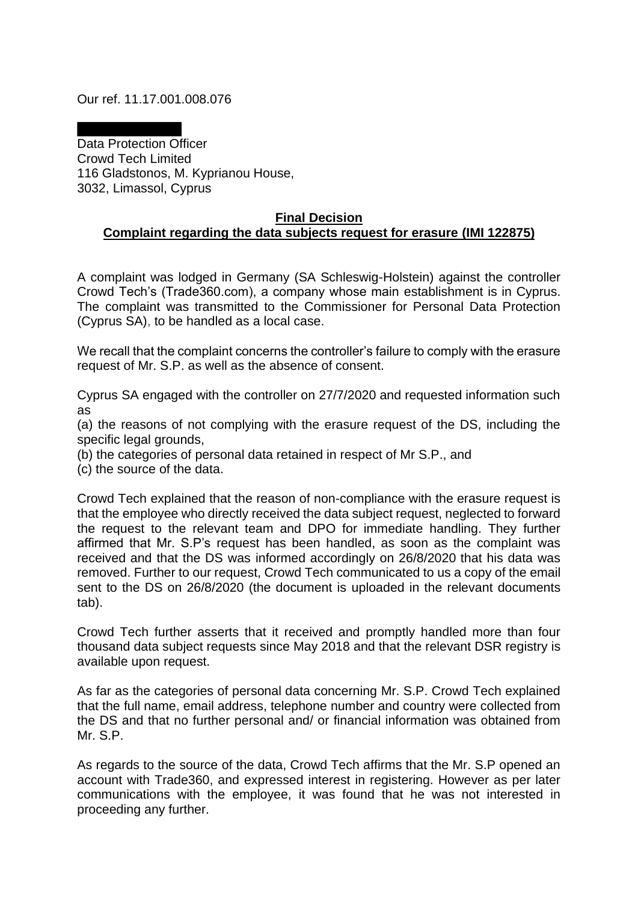Our ref. 11.17.001.008.076

Data Protection Officer
Crowd Tech Limited
116 Gladstonos, M. Kyprianou House,
3032, Limassol, Cyprus

**Final Decision**
**Complaint regarding the data subjects request for erasure (IMI 122875)**

A complaint was lodged in Germany (SA Schleswig-Holstein) against the controller Crowd Tech's (Trade360.com), a company whose main establishment is in Cyprus. The complaint was transmitted to the Commissioner for Personal Data Protection (Cyprus SA), to be handled as a local case.

We recall that the complaint concerns the controller's failure to comply with the erasure request of Mr. S.P. as well as the absence of consent.

Cyprus SA engaged with the controller on 27/7/2020 and requested information such as

(a) the reasons of not complying with the erasure request of the DS, including the specific legal grounds,
(b) the categories of personal data retained in respect of Mr S.P., and
(c) the source of the data.

Crowd Tech explained that the reason of non-compliance with the erasure request is that the employee who directly received the data subject request, neglected to forward the request to the relevant team and DPO for immediate handling. They further affirmed that Mr. S.P's request has been handled, as soon as the complaint was received and that the DS was informed accordingly on 26/8/2020 that his data was removed. Further to our request, Crowd Tech communicated to us a copy of the email sent to the DS on 26/8/2020 (the document is uploaded in the relevant documents tab).

Crowd Tech further asserts that it received and promptly handled more than four thousand data subject requests since May 2018 and that the relevant DSR registry is available upon request.

As far as the categories of personal data concerning Mr. S.P. Crowd Tech explained that the full name, email address, telephone number and country were collected from the DS and that no further personal and/ or financial information was obtained from Mr. S.P.

As regards to the source of the data, Crowd Tech affirms that the Mr. S.P opened an account with Trade360, and expressed interest in registering. However as per later communications with the employee, it was found that he was not interested in proceeding any further.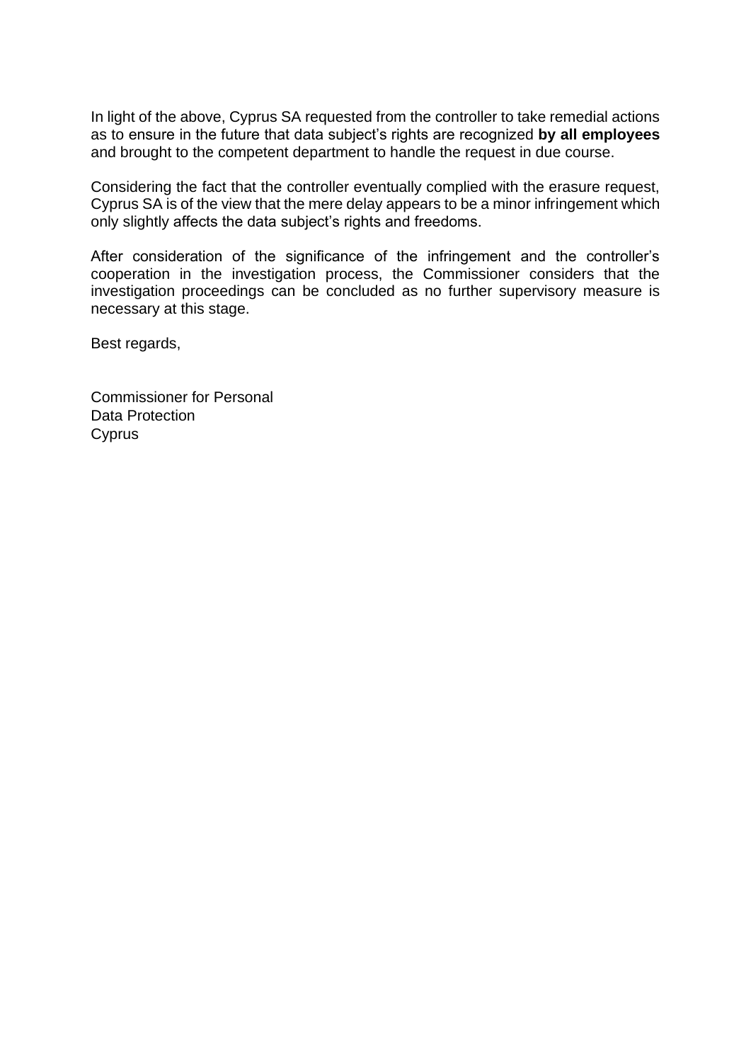In light of the above, Cyprus SA requested from the controller to take remedial actions as to ensure in the future that data subject's rights are recognized **by all employees** and brought to the competent department to handle the request in due course.

Considering the fact that the controller eventually complied with the erasure request, Cyprus SA is of the view that the mere delay appears to be a minor infringement which only slightly affects the data subject's rights and freedoms.

After consideration of the significance of the infringement and the controller's cooperation in the investigation process, the Commissioner considers that the investigation proceedings can be concluded as no further supervisory measure is necessary at this stage.

Best regards,

Commissioner for Personal
Data Protection
Cyprus